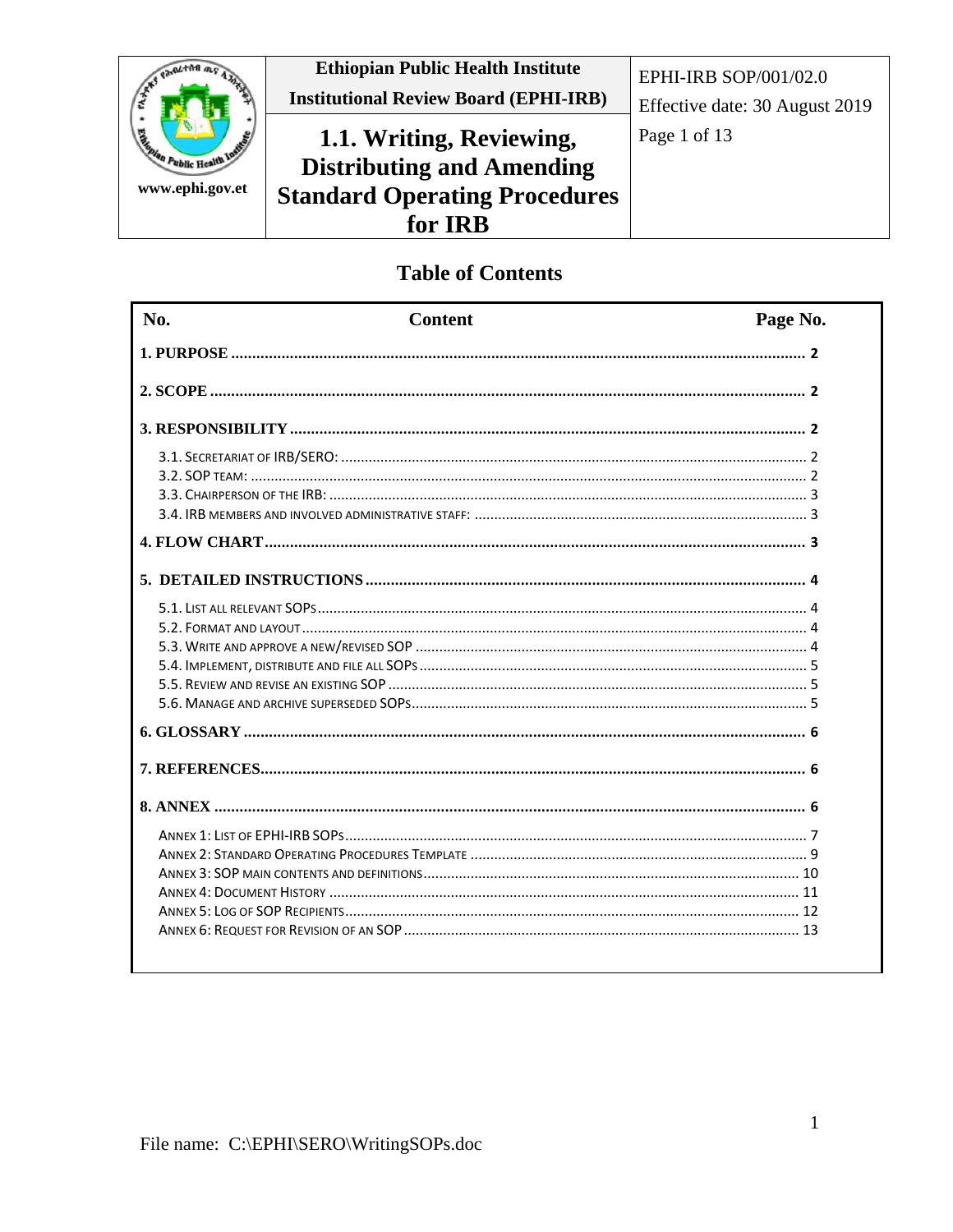| | Ethiopian Public Health Institute<br>Institutional Review Board (EPHI-IRB) | EPHI-IRB SOP/001/02.0<br>Effective date: 30 August 2019<br>Page 1 of 13 |
|---|---|---|
| www.ephi.gov.et | **1.1. Writing, Reviewing, Distributing and Amending Standard Operating Procedures for IRB** | |

## Table of Contents

| No. | Content | Page No. |
|---|---|---|
| **1. PURPOSE** | | **2** |
| **2. SCOPE** | | **2** |
| **3. RESPONSIBILITY** | | **2** |
| 3.1. Secretariat of IRB/SERO: | | 2 |
| 3.2. SOP team: | | 2 |
| 3.3. Chairperson of the IRB: | | 3 |
| 3.4. IRB members and involved administrative staff: | | 3 |
| **4. FLOW CHART** | | **3** |
| **5. DETAILED INSTRUCTIONS** | | **4** |
| 5.1. List all relevant SOPs | | 4 |
| 5.2. Format and layout | | 4 |
| 5.3. Write and approve a new/revised SOP | | 4 |
| 5.4. Implement, distribute and file all SOPs | | 5 |
| 5.5. Review and revise an existing SOP | | 5 |
| 5.6. Manage and archive superseded SOPs | | 5 |
| **6. GLOSSARY** | | **6** |
| **7. REFERENCES** | | **6** |
| **8. ANNEX** | | **6** |
| Annex 1: List of EPHI-IRB SOPs | | 7 |
| Annex 2: Standard Operating Procedures Template | | 9 |
| Annex 3: SOP main contents and definitions | | 10 |
| Annex 4: Document History | | 11 |
| Annex 5: Log of SOP Recipients | | 12 |
| Annex 6: Request for Revision of an SOP | | 13 |

File name: C:\EPHI\SERO\WritingSOPs.doc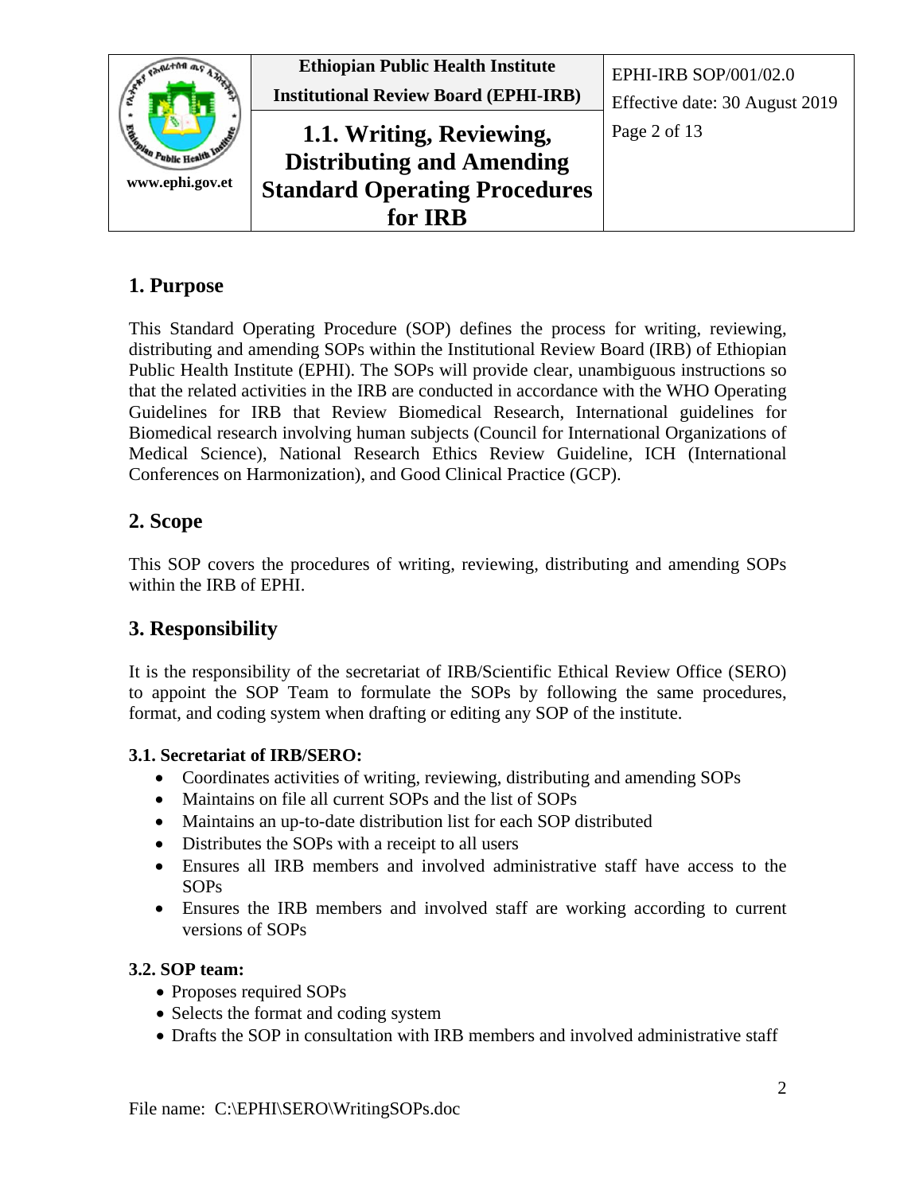## 1. Purpose

This Standard Operating Procedure (SOP) defines the process for writing, reviewing, distributing and amending SOPs within the Institutional Review Board (IRB) of Ethiopian Public Health Institute (EPHI). The SOPs will provide clear, unambiguous instructions so that the related activities in the IRB are conducted in accordance with the WHO Operating Guidelines for IRB that Review Biomedical Research, International guidelines for Biomedical research involving human subjects (Council for International Organizations of Medical Science), National Research Ethics Review Guideline, ICH (International Conferences on Harmonization), and Good Clinical Practice (GCP).

## 2. Scope

This SOP covers the procedures of writing, reviewing, distributing and amending SOPs within the IRB of EPHI.

## 3. Responsibility

It is the responsibility of the secretariat of IRB/Scientific Ethical Review Office (SERO) to appoint the SOP Team to formulate the SOPs by following the same procedures, format, and coding system when drafting or editing any SOP of the institute.

### 3.1. Secretariat of IRB/SERO:

- Coordinates activities of writing, reviewing, distributing and amending SOPs
- Maintains on file all current SOPs and the list of SOPs
- Maintains an up-to-date distribution list for each SOP distributed
- Distributes the SOPs with a receipt to all users
- Ensures all IRB members and involved administrative staff have access to the SOPs
- Ensures the IRB members and involved staff are working according to current versions of SOPs

### 3.2. SOP team:

- Proposes required SOPs
- Selects the format and coding system
- Drafts the SOP in consultation with IRB members and involved administrative staff

File name: C:\EPHI\SERO\WritingSOPs.doc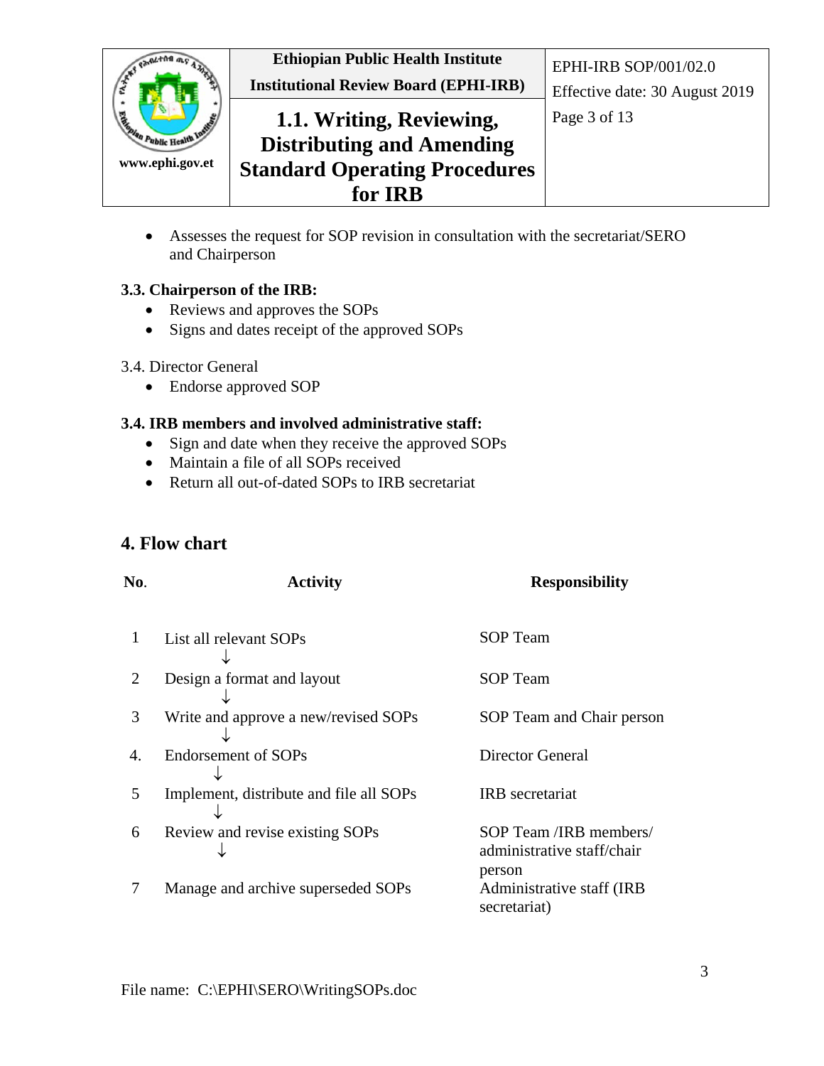- Assesses the request for SOP revision in consultation with the secretariat/SERO and Chairperson

**3.3. Chairperson of the IRB:**

- Reviews and approves the SOPs
- Signs and dates receipt of the approved SOPs

3.4. Director General

- Endorse approved SOP

**3.4. IRB members and involved administrative staff:**

- Sign and date when they receive the approved SOPs
- Maintain a file of all SOPs received
- Return all out-of-dated SOPs to IRB secretariat

## 4. Flow chart

| No. | Activity | Responsibility |
|---|---|---|
| 1 | List all relevant SOPs ↓ | SOP Team |
| 2 | Design a format and layout ↓ | SOP Team |
| 3 | Write and approve a new/revised SOPs ↓ | SOP Team and Chair person |
| 4. | Endorsement of SOPs ↓ | Director General |
| 5 | Implement, distribute and file all SOPs ↓ | IRB secretariat |
| 6 | Review and revise existing SOPs ↓ | SOP Team /IRB members/ administrative staff/chair person |
| 7 | Manage and archive superseded SOPs | Administrative staff (IRB secretariat) |

File name: C:\EPHI\SERO\WritingSOPs.doc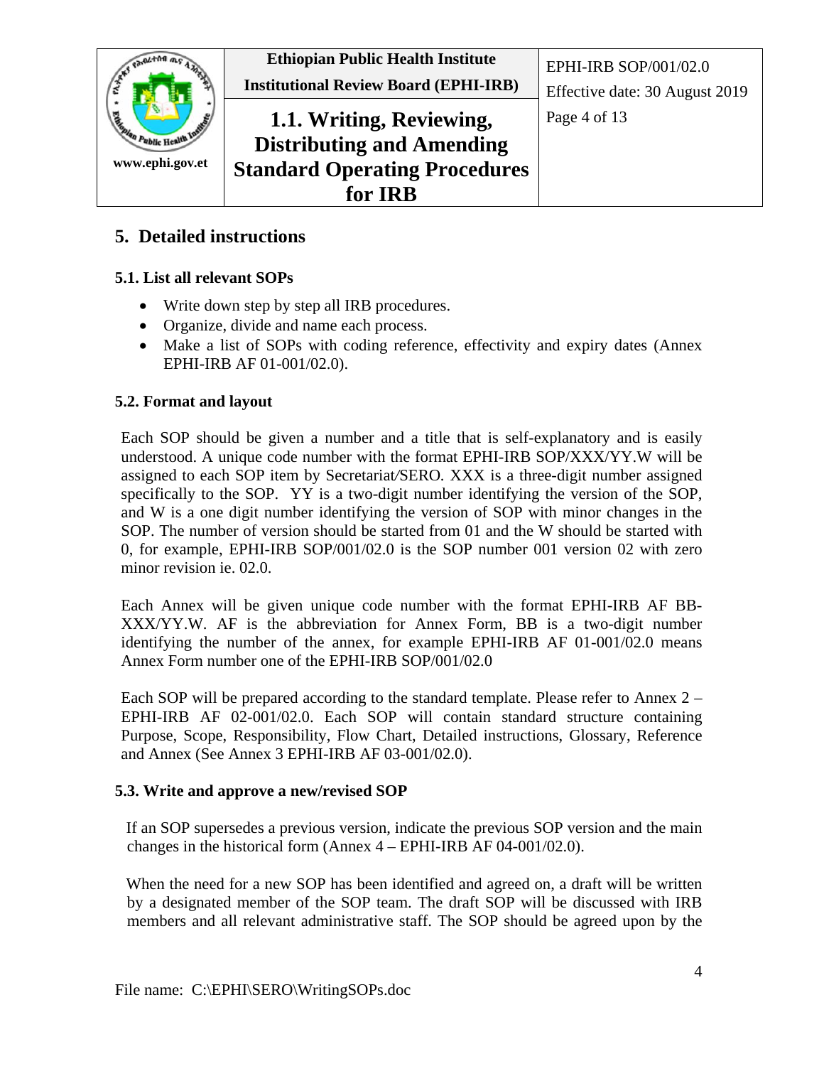## 5. Detailed instructions

### 5.1. List all relevant SOPs

- Write down step by step all IRB procedures.
- Organize, divide and name each process.
- Make a list of SOPs with coding reference, effectivity and expiry dates (Annex EPHI-IRB AF 01-001/02.0).

### 5.2. Format and layout

Each SOP should be given a number and a title that is self-explanatory and is easily understood. A unique code number with the format EPHI-IRB SOP/XXX/YY.W will be assigned to each SOP item by Secretariat*/*SERO*.* XXX is a three-digit number assigned specifically to the SOP. YY is a two-digit number identifying the version of the SOP, and W is a one digit number identifying the version of SOP with minor changes in the SOP. The number of version should be started from 01 and the W should be started with 0, for example, EPHI-IRB SOP/001/02.0 is the SOP number 001 version 02 with zero minor revision ie. 02.0.

Each Annex will be given unique code number with the format EPHI-IRB AF BB-XXX/YY.W. AF is the abbreviation for Annex Form, BB is a two-digit number identifying the number of the annex, for example EPHI-IRB AF 01-001/02.0 means Annex Form number one of the EPHI-IRB SOP/001/02.0

Each SOP will be prepared according to the standard template. Please refer to Annex 2 – EPHI-IRB AF 02-001/02.0. Each SOP will contain standard structure containing Purpose, Scope, Responsibility, Flow Chart, Detailed instructions, Glossary, Reference and Annex (See Annex 3 EPHI-IRB AF 03-001/02.0).

### 5.3. Write and approve a new/revised SOP

If an SOP supersedes a previous version, indicate the previous SOP version and the main changes in the historical form (Annex 4 – EPHI-IRB AF 04-001/02.0).

When the need for a new SOP has been identified and agreed on, a draft will be written by a designated member of the SOP team. The draft SOP will be discussed with IRB members and all relevant administrative staff. The SOP should be agreed upon by the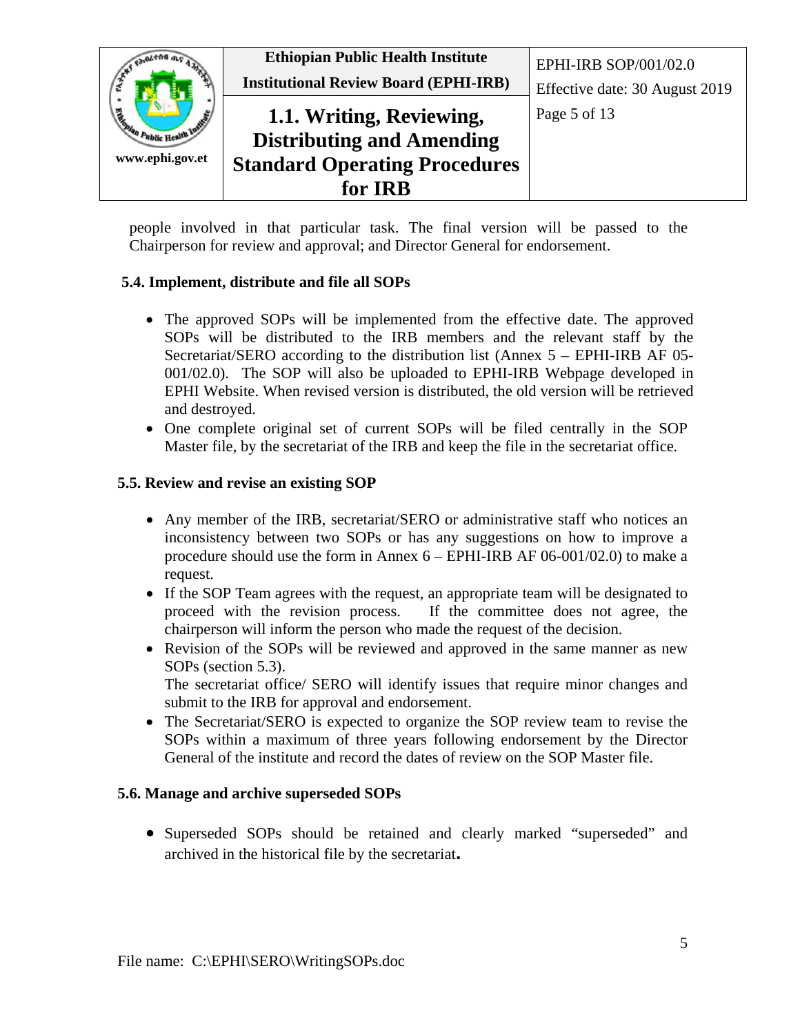people involved in that particular task. The final version will be passed to the Chairperson for review and approval; and Director General for endorsement.

### 5.4. Implement, distribute and file all SOPs

- The approved SOPs will be implemented from the effective date. The approved SOPs will be distributed to the IRB members and the relevant staff by the Secretariat/SERO according to the distribution list (Annex 5 – EPHI-IRB AF 05-001/02.0). The SOP will also be uploaded to EPHI-IRB Webpage developed in EPHI Website. When revised version is distributed, the old version will be retrieved and destroyed.
- One complete original set of current SOPs will be filed centrally in the SOP Master file, by the secretariat of the IRB and keep the file in the secretariat office.

### 5.5. Review and revise an existing SOP

- Any member of the IRB, secretariat/SERO or administrative staff who notices an inconsistency between two SOPs or has any suggestions on how to improve a procedure should use the form in Annex 6 – EPHI-IRB AF 06-001/02.0) to make a request.
- If the SOP Team agrees with the request, an appropriate team will be designated to proceed with the revision process. If the committee does not agree, the chairperson will inform the person who made the request of the decision.
- Revision of the SOPs will be reviewed and approved in the same manner as new SOPs (section 5.3).
  The secretariat office/ SERO will identify issues that require minor changes and submit to the IRB for approval and endorsement.
- The Secretariat/SERO is expected to organize the SOP review team to revise the SOPs within a maximum of three years following endorsement by the Director General of the institute and record the dates of review on the SOP Master file.

### 5.6. Manage and archive superseded SOPs

- Superseded SOPs should be retained and clearly marked "superseded" and archived in the historical file by the secretariat**.**

File name: C:\EPHI\SERO\WritingSOPs.doc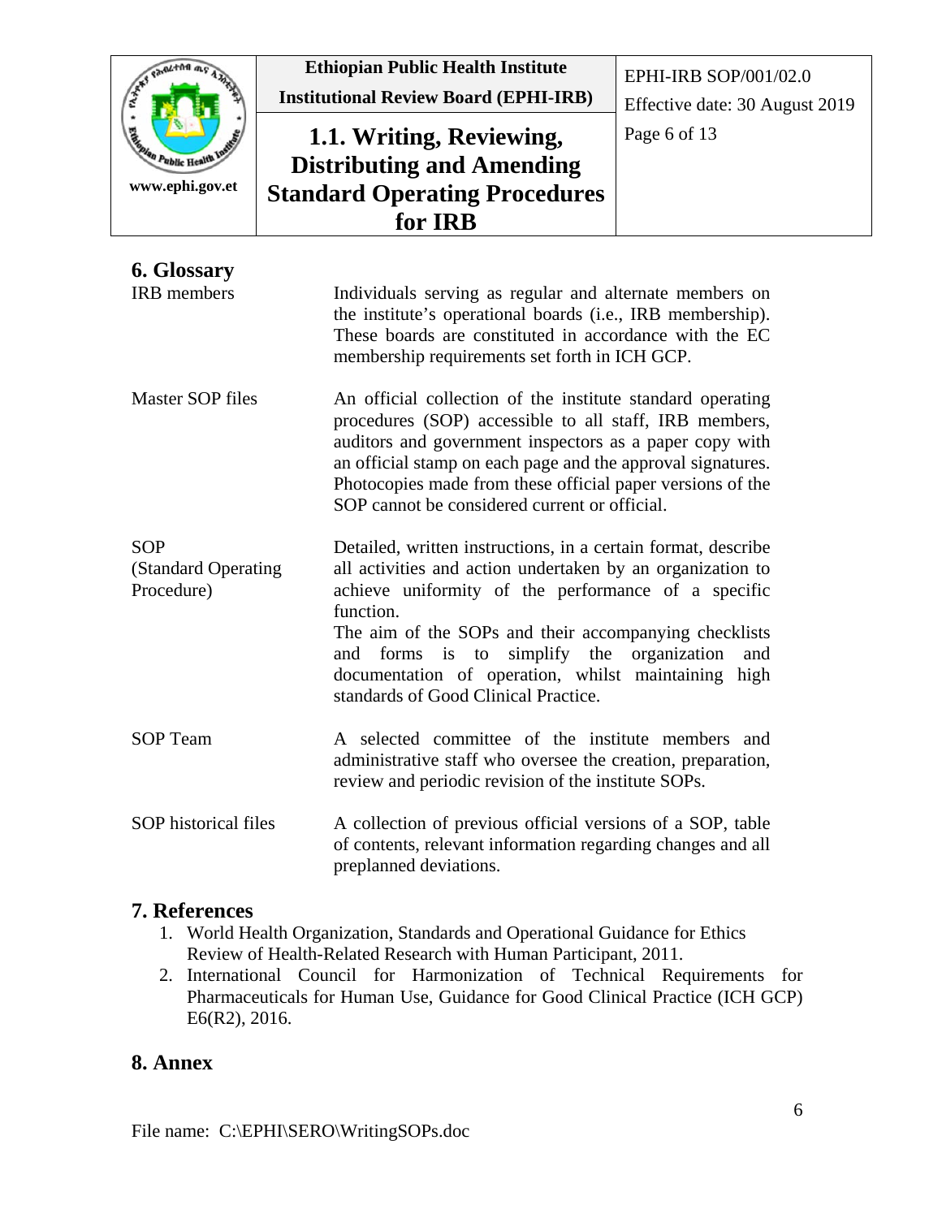## 6. Glossary

| | |
|---|---|
| IRB members | Individuals serving as regular and alternate members on the institute's operational boards (i.e., IRB membership). These boards are constituted in accordance with the EC membership requirements set forth in ICH GCP. |
| Master SOP files | An official collection of the institute standard operating procedures (SOP) accessible to all staff, IRB members, auditors and government inspectors as a paper copy with an official stamp on each page and the approval signatures. Photocopies made from these official paper versions of the SOP cannot be considered current or official. |
| SOP (Standard Operating Procedure) | Detailed, written instructions, in a certain format, describe all activities and action undertaken by an organization to achieve uniformity of the performance of a specific function. The aim of the SOPs and their accompanying checklists and forms is to simplify the organization and documentation of operation, whilst maintaining high standards of Good Clinical Practice. |
| SOP Team | A selected committee of the institute members and administrative staff who oversee the creation, preparation, review and periodic revision of the institute SOPs. |
| SOP historical files | A collection of previous official versions of a SOP, table of contents, relevant information regarding changes and all preplanned deviations. |

## 7. References

1. World Health Organization, Standards and Operational Guidance for Ethics Review of Health-Related Research with Human Participant, 2011.
2. International Council for Harmonization of Technical Requirements for Pharmaceuticals for Human Use, Guidance for Good Clinical Practice (ICH GCP) E6(R2), 2016.

## 8. Annex

File name: C:\EPHI\SERO\WritingSOPs.doc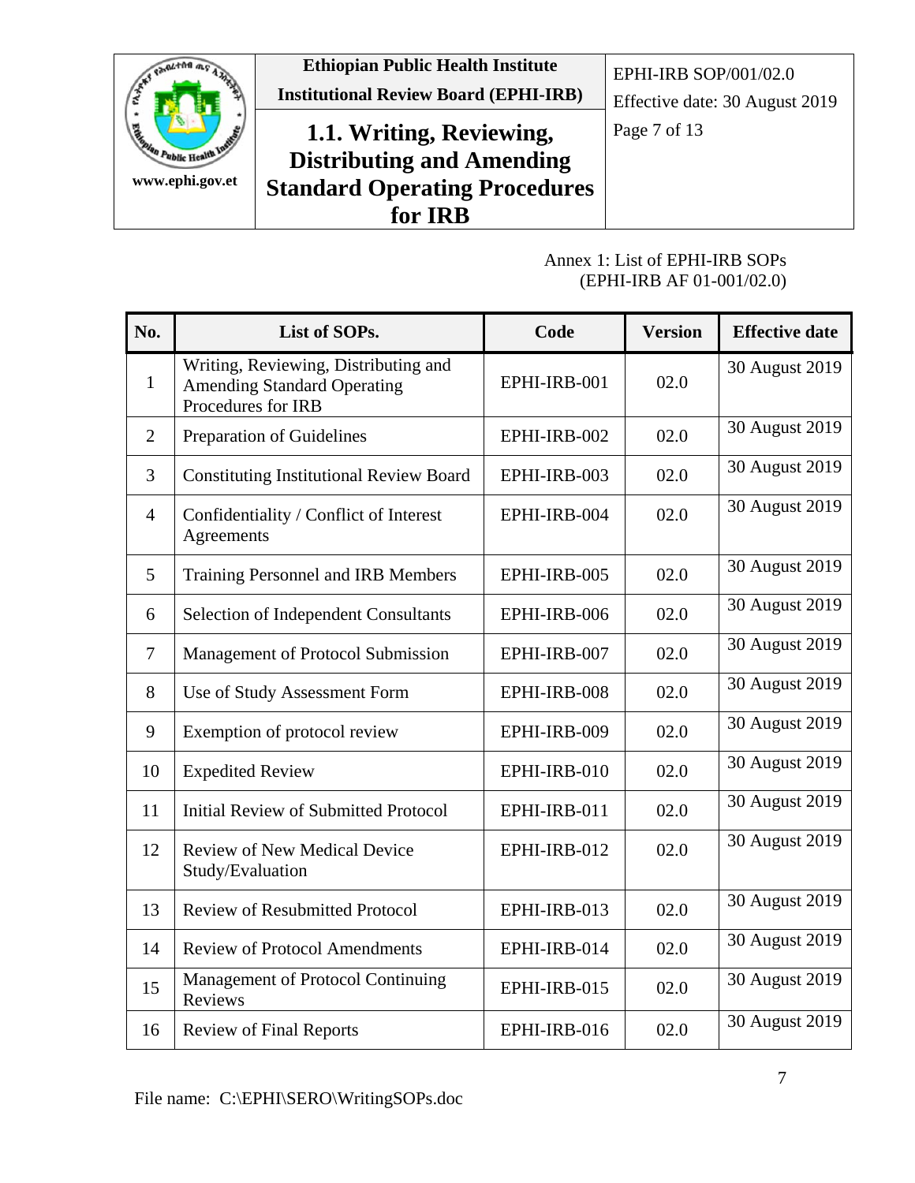Annex 1: List of EPHI-IRB SOPs
(EPHI-IRB AF 01-001/02.0)

| No. | List of SOPs. | Code | Version | Effective date |
|---|---|---|---|---|
| 1 | Writing, Reviewing, Distributing and Amending Standard Operating Procedures for IRB | EPHI-IRB-001 | 02.0 | 30 August 2019 |
| 2 | Preparation of Guidelines | EPHI-IRB-002 | 02.0 | 30 August 2019 |
| 3 | Constituting Institutional Review Board | EPHI-IRB-003 | 02.0 | 30 August 2019 |
| 4 | Confidentiality / Conflict of Interest Agreements | EPHI-IRB-004 | 02.0 | 30 August 2019 |
| 5 | Training Personnel and IRB Members | EPHI-IRB-005 | 02.0 | 30 August 2019 |
| 6 | Selection of Independent Consultants | EPHI-IRB-006 | 02.0 | 30 August 2019 |
| 7 | Management of Protocol Submission | EPHI-IRB-007 | 02.0 | 30 August 2019 |
| 8 | Use of Study Assessment Form | EPHI-IRB-008 | 02.0 | 30 August 2019 |
| 9 | Exemption of protocol review | EPHI-IRB-009 | 02.0 | 30 August 2019 |
| 10 | Expedited Review | EPHI-IRB-010 | 02.0 | 30 August 2019 |
| 11 | Initial Review of Submitted Protocol | EPHI-IRB-011 | 02.0 | 30 August 2019 |
| 12 | Review of New Medical Device Study/Evaluation | EPHI-IRB-012 | 02.0 | 30 August 2019 |
| 13 | Review of Resubmitted Protocol | EPHI-IRB-013 | 02.0 | 30 August 2019 |
| 14 | Review of Protocol Amendments | EPHI-IRB-014 | 02.0 | 30 August 2019 |
| 15 | Management of Protocol Continuing Reviews | EPHI-IRB-015 | 02.0 | 30 August 2019 |
| 16 | Review of Final Reports | EPHI-IRB-016 | 02.0 | 30 August 2019 |

File name: C:\EPHI\SERO\WritingSOPs.doc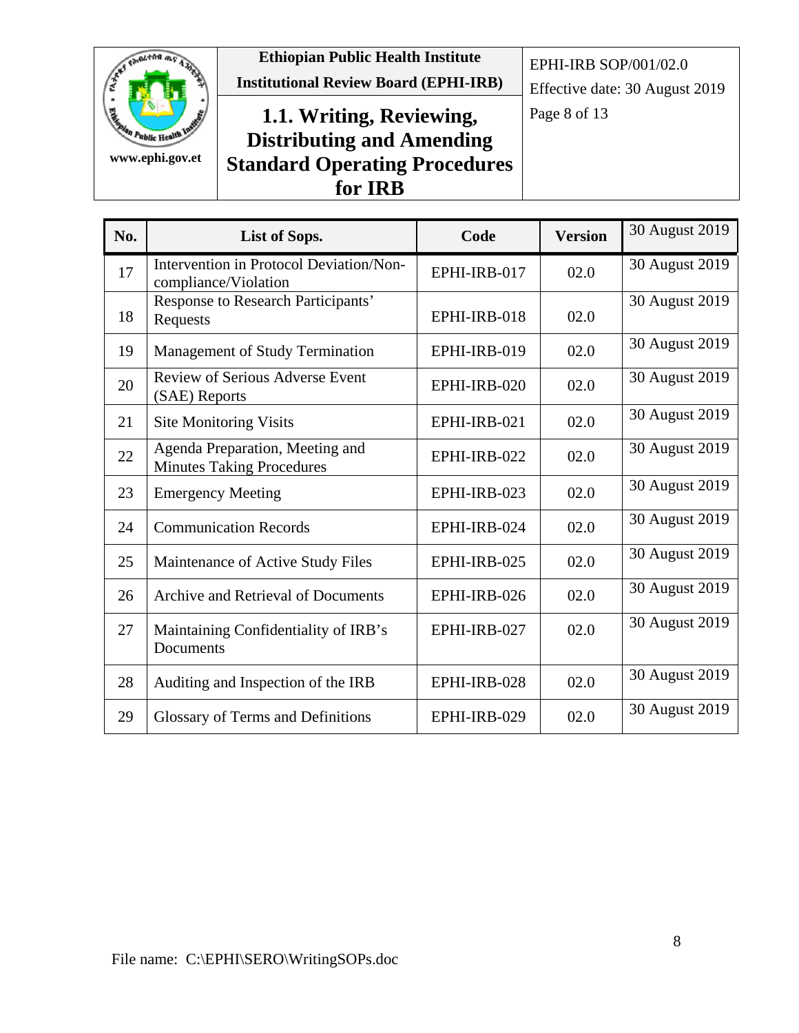| No. | List of Sops. | Code | Version | 30 August 2019 |
| --- | --- | --- | --- | --- |
| 17 | Intervention in Protocol Deviation/Non-compliance/Violation | EPHI-IRB-017 | 02.0 | 30 August 2019 |
| 18 | Response to Research Participants' Requests | EPHI-IRB-018 | 02.0 | 30 August 2019 |
| 19 | Management of Study Termination | EPHI-IRB-019 | 02.0 | 30 August 2019 |
| 20 | Review of Serious Adverse Event (SAE) Reports | EPHI-IRB-020 | 02.0 | 30 August 2019 |
| 21 | Site Monitoring Visits | EPHI-IRB-021 | 02.0 | 30 August 2019 |
| 22 | Agenda Preparation, Meeting and Minutes Taking Procedures | EPHI-IRB-022 | 02.0 | 30 August 2019 |
| 23 | Emergency Meeting | EPHI-IRB-023 | 02.0 | 30 August 2019 |
| 24 | Communication Records | EPHI-IRB-024 | 02.0 | 30 August 2019 |
| 25 | Maintenance of Active Study Files | EPHI-IRB-025 | 02.0 | 30 August 2019 |
| 26 | Archive and Retrieval of Documents | EPHI-IRB-026 | 02.0 | 30 August 2019 |
| 27 | Maintaining Confidentiality of IRB's Documents | EPHI-IRB-027 | 02.0 | 30 August 2019 |
| 28 | Auditing and Inspection of the IRB | EPHI-IRB-028 | 02.0 | 30 August 2019 |
| 29 | Glossary of Terms and Definitions | EPHI-IRB-029 | 02.0 | 30 August 2019 |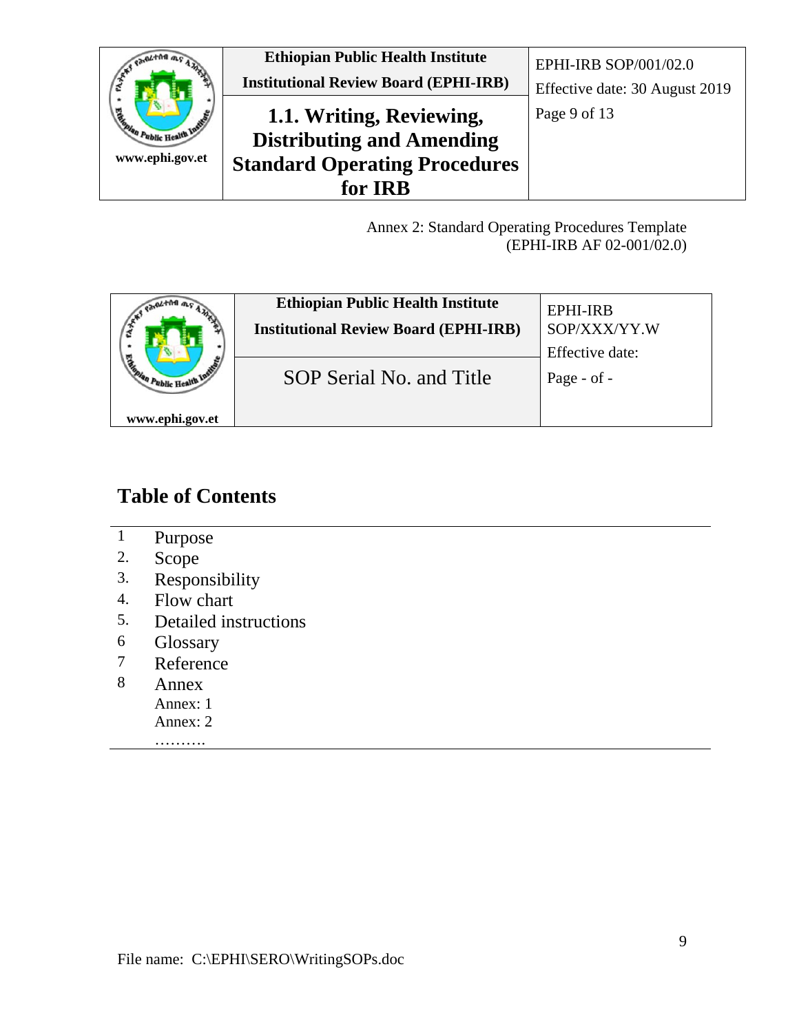Annex 2: Standard Operating Procedures Template
(EPHI-IRB AF 02-001/02.0)

| www.ephi.gov.et | Ethiopian Public Health Institute<br>Institutional Review Board (EPHI-IRB) | EPHI-IRB SOP/XXX/YY.W<br>Effective date: |
| --- | --- | --- |
| | SOP Serial No. and Title | Page - of - |

## Table of Contents

1 Purpose
2. Scope
3. Responsibility
4. Flow chart
5. Detailed instructions
6 Glossary
7 Reference
8 Annex
Annex: 1
Annex: 2
……….

File name: C:\EPHI\SERO\WritingSOPs.doc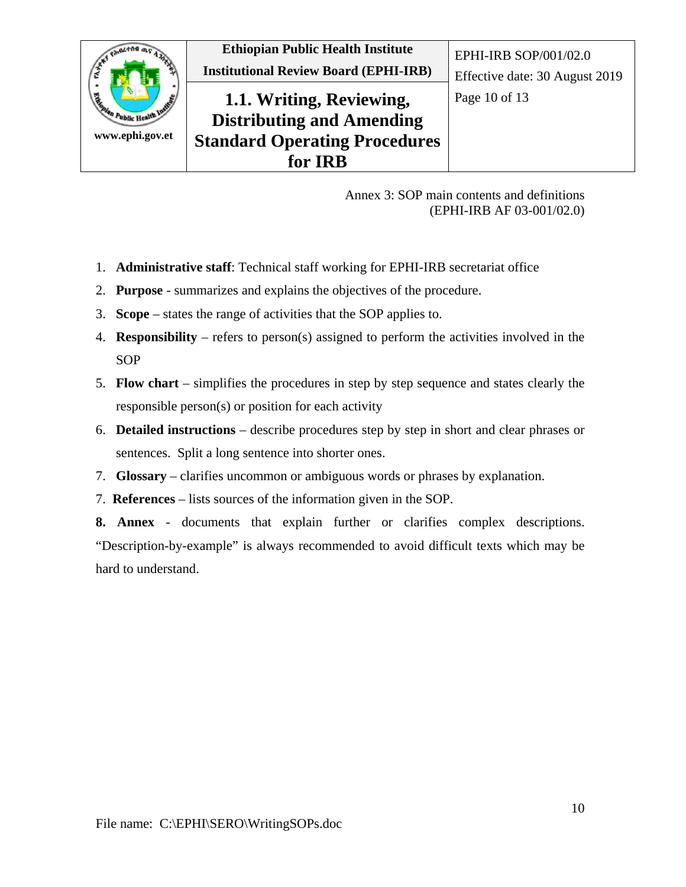Annex 3: SOP main contents and definitions
(EPHI-IRB AF 03-001/02.0)

1. **Administrative staff**: Technical staff working for EPHI-IRB secretariat office
2. **Purpose** - summarizes and explains the objectives of the procedure.
3. **Scope** – states the range of activities that the SOP applies to.
4. **Responsibility** – refers to person(s) assigned to perform the activities involved in the SOP
5. **Flow chart** – simplifies the procedures in step by step sequence and states clearly the responsible person(s) or position for each activity
6. **Detailed instructions** – describe procedures step by step in short and clear phrases or sentences. Split a long sentence into shorter ones.
7. **Glossary** – clarifies uncommon or ambiguous words or phrases by explanation.

7. **References** – lists sources of the information given in the SOP.

**8. Annex** - documents that explain further or clarifies complex descriptions. "Description-by-example" is always recommended to avoid difficult texts which may be hard to understand.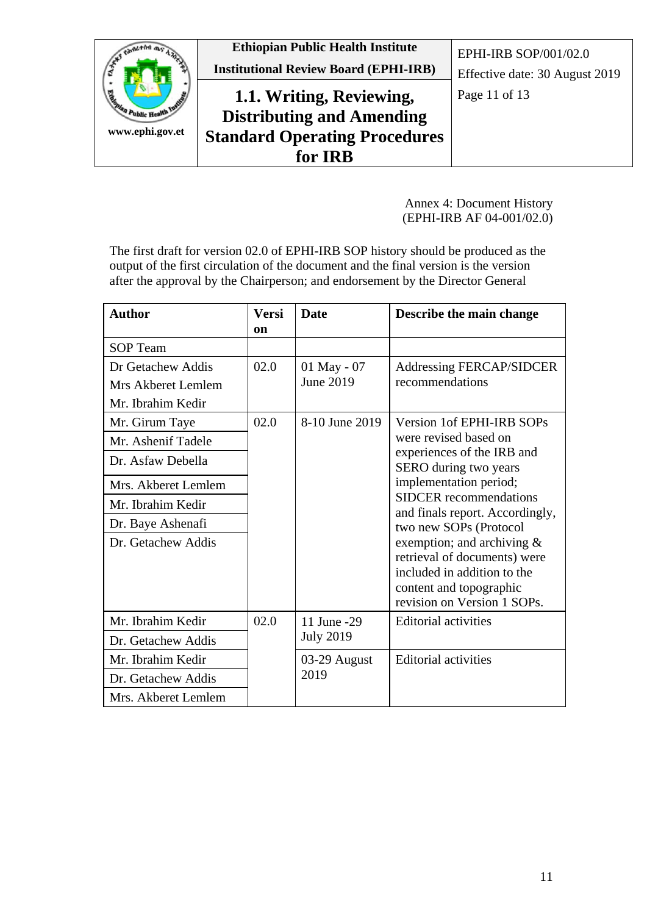Annex 4: Document History
(EPHI-IRB AF 04-001/02.0)

The first draft for version 02.0 of EPHI-IRB SOP history should be produced as the output of the first circulation of the document and the final version is the version after the approval by the Chairperson; and endorsement by the Director General

| **Author** | **Version** | **Date** | **Describe the main change** |
|---|---|---|---|
| SOP Team | | | |
| Dr Getachew Addis<br>Mrs Akberet Lemlem<br>Mr. Ibrahim Kedir | 02.0 | 01 May - 07 June 2019 | Addressing FERCAP/SIDCER recommendations |
| Mr. Girum Taye<br>Mr. Ashenif Tadele<br>Dr. Asfaw Debella<br>Mrs. Akberet Lemlem<br>Mr. Ibrahim Kedir<br>Dr. Baye Ashenafi<br>Dr. Getachew Addis | 02.0 | 8-10 June 2019 | Version 1of EPHI-IRB SOPs were revised based on experiences of the IRB and SERO during two years implementation period; SIDCER recommendations and finals report. Accordingly, two new SOPs (Protocol exemption; and archiving & retrieval of documents) were included in addition to the content and topographic revision on Version 1 SOPs. |
| Mr. Ibrahim Kedir<br>Dr. Getachew Addis | 02.0 | 11 June -29 July 2019 | Editorial activities |
| Mr. Ibrahim Kedir<br>Dr. Getachew Addis<br>Mrs. Akberet Lemlem | | 03-29 August 2019 | Editorial activities |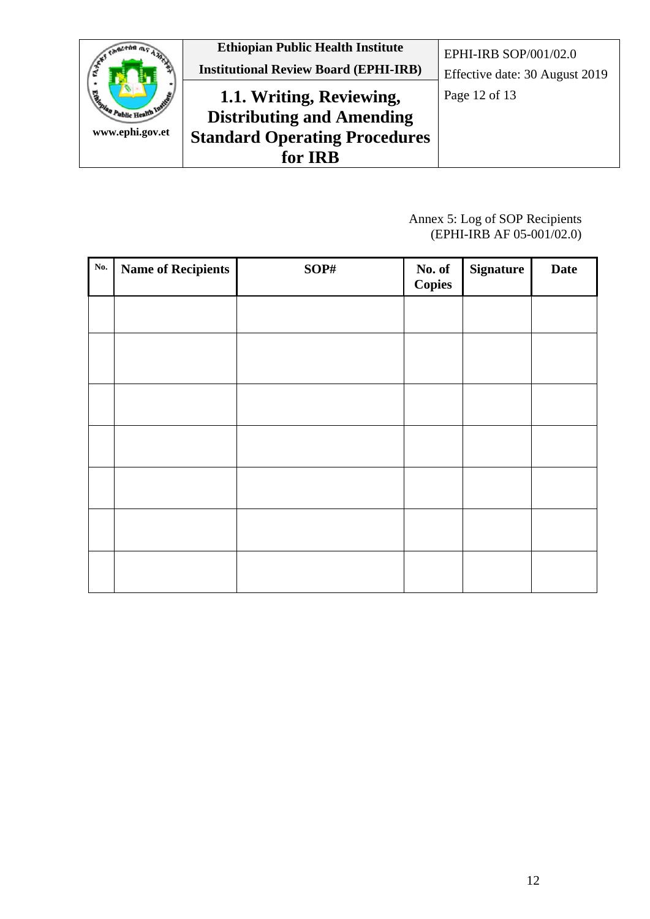Annex 5: Log of SOP Recipients
(EPHI-IRB AF 05-001/02.0)

| No. | Name of Recipients | SOP# | No. of Copies | Signature | Date |
|---|---|---|---|---|---|
| | | | | | |
| | | | | | |
| | | | | | |
| | | | | | |
| | | | | | |
| | | | | | |
| | | | | | |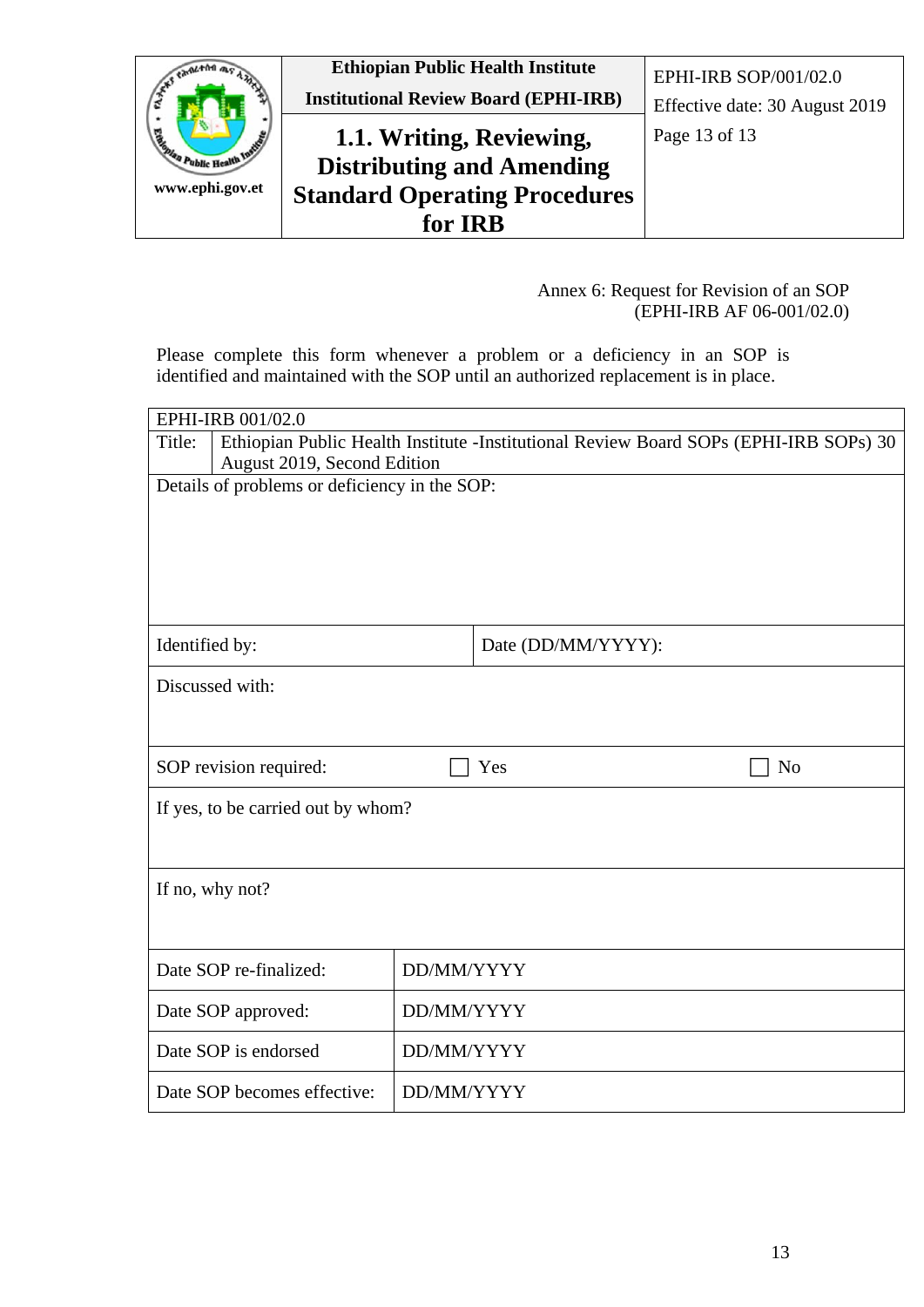Annex 6: Request for Revision of an SOP
(EPHI-IRB AF 06-001/02.0)

Please complete this form whenever a problem or a deficiency in an SOP is identified and maintained with the SOP until an authorized replacement is in place.

| EPHI-IRB 001/02.0 | |
|---|---|
| Title: | Ethiopian Public Health Institute -Institutional Review Board SOPs (EPHI-IRB SOPs) 30 August 2019, Second Edition |
| Details of problems or deficiency in the SOP: | |
| Identified by: | Date (DD/MM/YYYY): |
| Discussed with: | |
| SOP revision required: ☐ Yes ☐ No | |
| If yes, to be carried out by whom? | |
| If no, why not? | |
| Date SOP re-finalized: | DD/MM/YYYY |
| Date SOP approved: | DD/MM/YYYY |
| Date SOP is endorsed | DD/MM/YYYY |
| Date SOP becomes effective: | DD/MM/YYYY |